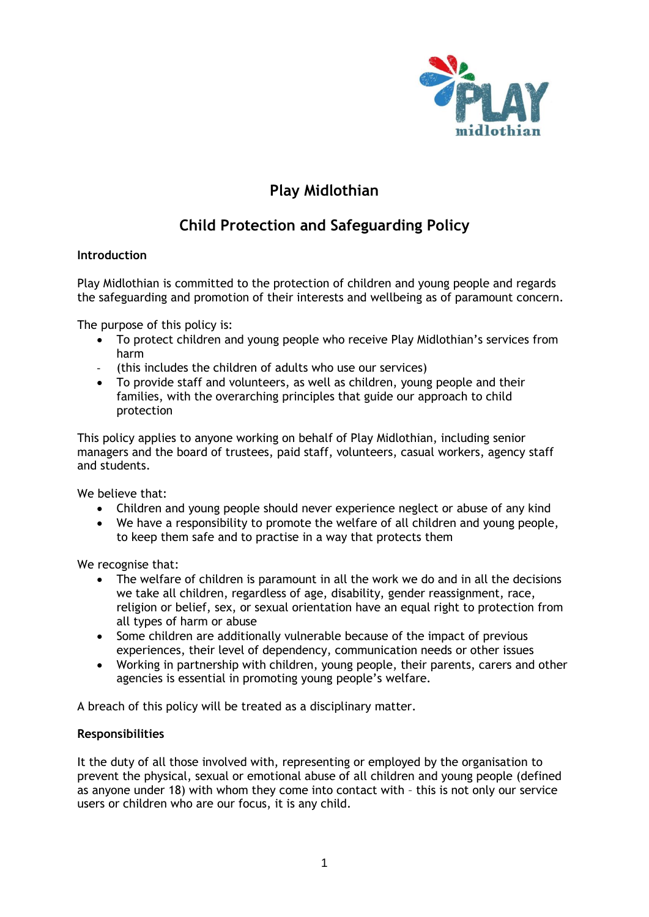# Play Midlothian

## Child Protection and Safeguarding Policy

**Introduction**

Play Midlothian is committed to the protection of children and young people and regards the safeguarding and promotion of their interests and wellbeing as of paramount concern.

The purpose of this policy is:

- To protect children and young people who receive Play Midlothian's services from harm
- (this includes the children of adults who use our services)
- To provide staff and volunteers, as well as children, young people and their families, with the overarching principles that guide our approach to child protection

This policy applies to anyone working on behalf of Play Midlothian, including senior managers and the board of trustees, paid staff, volunteers, casual workers, agency staff and students.

We believe that:

- Children and young people should never experience neglect or abuse of any kind
- We have a responsibility to promote the welfare of all children and young people, to keep them safe and to practise in a way that protects them

We recognise that:

- The welfare of children is paramount in all the work we do and in all the decisions we take all children, regardless of age, disability, gender reassignment, race, religion or belief, sex, or sexual orientation have an equal right to protection from all types of harm or abuse
- Some children are additionally vulnerable because of the impact of previous experiences, their level of dependency, communication needs or other issues
- Working in partnership with children, young people, their parents, carers and other agencies is essential in promoting young people's welfare.

A breach of this policy will be treated as a disciplinary matter.

**Responsibilities**

It the duty of all those involved with, representing or employed by the organisation to prevent the physical, sexual or emotional abuse of all children and young people (defined as anyone under 18) with whom they come into contact with – this is not only our service users or children who are our focus, it is any child.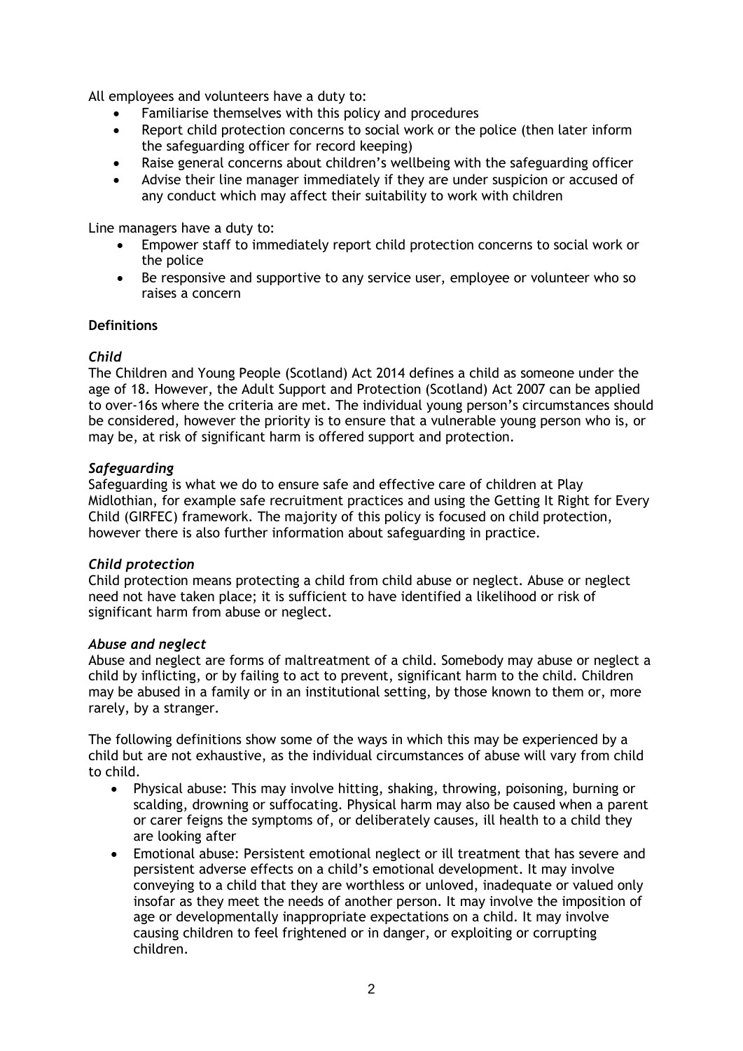All employees and volunteers have a duty to:

- Familiarise themselves with this policy and procedures
- Report child protection concerns to social work or the police (then later inform the safeguarding officer for record keeping)
- Raise general concerns about children's wellbeing with the safeguarding officer
- Advise their line manager immediately if they are under suspicion or accused of any conduct which may affect their suitability to work with children

Line managers have a duty to:

- Empower staff to immediately report child protection concerns to social work or the police
- Be responsive and supportive to any service user, employee or volunteer who so raises a concern

**Definitions**

***Child***

The Children and Young People (Scotland) Act 2014 defines a child as someone under the age of 18. However, the Adult Support and Protection (Scotland) Act 2007 can be applied to over-16s where the criteria are met. The individual young person's circumstances should be considered, however the priority is to ensure that a vulnerable young person who is, or may be, at risk of significant harm is offered support and protection.

***Safeguarding***

Safeguarding is what we do to ensure safe and effective care of children at Play Midlothian, for example safe recruitment practices and using the Getting It Right for Every Child (GIRFEC) framework. The majority of this policy is focused on child protection, however there is also further information about safeguarding in practice.

***Child protection***

Child protection means protecting a child from child abuse or neglect. Abuse or neglect need not have taken place; it is sufficient to have identified a likelihood or risk of significant harm from abuse or neglect.

***Abuse and neglect***

Abuse and neglect are forms of maltreatment of a child. Somebody may abuse or neglect a child by inflicting, or by failing to act to prevent, significant harm to the child. Children may be abused in a family or in an institutional setting, by those known to them or, more rarely, by a stranger.

The following definitions show some of the ways in which this may be experienced by a child but are not exhaustive, as the individual circumstances of abuse will vary from child to child.

- Physical abuse: This may involve hitting, shaking, throwing, poisoning, burning or scalding, drowning or suffocating. Physical harm may also be caused when a parent or carer feigns the symptoms of, or deliberately causes, ill health to a child they are looking after
- Emotional abuse: Persistent emotional neglect or ill treatment that has severe and persistent adverse effects on a child's emotional development. It may involve conveying to a child that they are worthless or unloved, inadequate or valued only insofar as they meet the needs of another person. It may involve the imposition of age or developmentally inappropriate expectations on a child. It may involve causing children to feel frightened or in danger, or exploiting or corrupting children.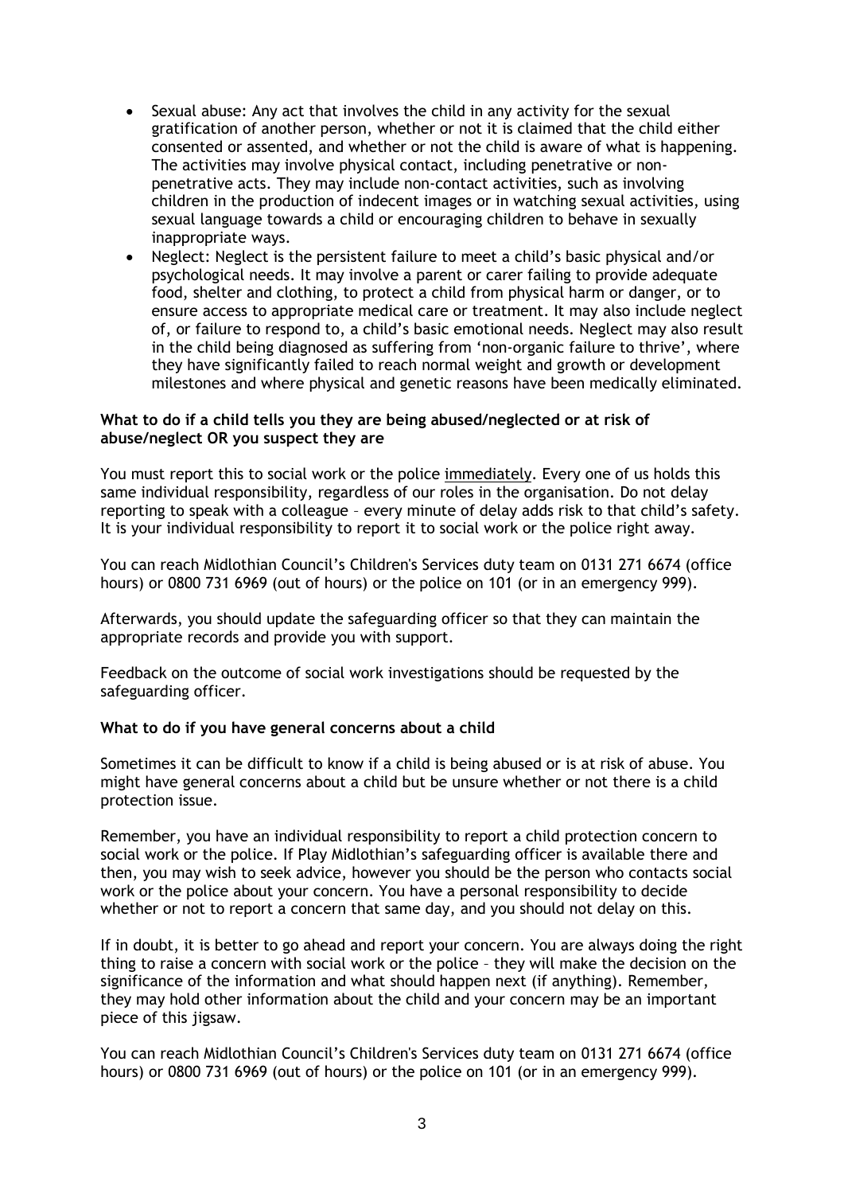- Sexual abuse: Any act that involves the child in any activity for the sexual gratification of another person, whether or not it is claimed that the child either consented or assented, and whether or not the child is aware of what is happening. The activities may involve physical contact, including penetrative or non-penetrative acts. They may include non-contact activities, such as involving children in the production of indecent images or in watching sexual activities, using sexual language towards a child or encouraging children to behave in sexually inappropriate ways.
- Neglect: Neglect is the persistent failure to meet a child's basic physical and/or psychological needs. It may involve a parent or carer failing to provide adequate food, shelter and clothing, to protect a child from physical harm or danger, or to ensure access to appropriate medical care or treatment. It may also include neglect of, or failure to respond to, a child's basic emotional needs. Neglect may also result in the child being diagnosed as suffering from 'non-organic failure to thrive', where they have significantly failed to reach normal weight and growth or development milestones and where physical and genetic reasons have been medically eliminated.

**What to do if a child tells you they are being abused/neglected or at risk of abuse/neglect OR you suspect they are**

You must report this to social work or the police immediately. Every one of us holds this same individual responsibility, regardless of our roles in the organisation. Do not delay reporting to speak with a colleague – every minute of delay adds risk to that child's safety. It is your individual responsibility to report it to social work or the police right away.

You can reach Midlothian Council's Children's Services duty team on 0131 271 6674 (office hours) or 0800 731 6969 (out of hours) or the police on 101 (or in an emergency 999).

Afterwards, you should update the safeguarding officer so that they can maintain the appropriate records and provide you with support.

Feedback on the outcome of social work investigations should be requested by the safeguarding officer.

**What to do if you have general concerns about a child**

Sometimes it can be difficult to know if a child is being abused or is at risk of abuse. You might have general concerns about a child but be unsure whether or not there is a child protection issue.

Remember, you have an individual responsibility to report a child protection concern to social work or the police. If Play Midlothian's safeguarding officer is available there and then, you may wish to seek advice, however you should be the person who contacts social work or the police about your concern. You have a personal responsibility to decide whether or not to report a concern that same day, and you should not delay on this.

If in doubt, it is better to go ahead and report your concern. You are always doing the right thing to raise a concern with social work or the police – they will make the decision on the significance of the information and what should happen next (if anything). Remember, they may hold other information about the child and your concern may be an important piece of this jigsaw.

You can reach Midlothian Council's Children's Services duty team on 0131 271 6674 (office hours) or 0800 731 6969 (out of hours) or the police on 101 (or in an emergency 999).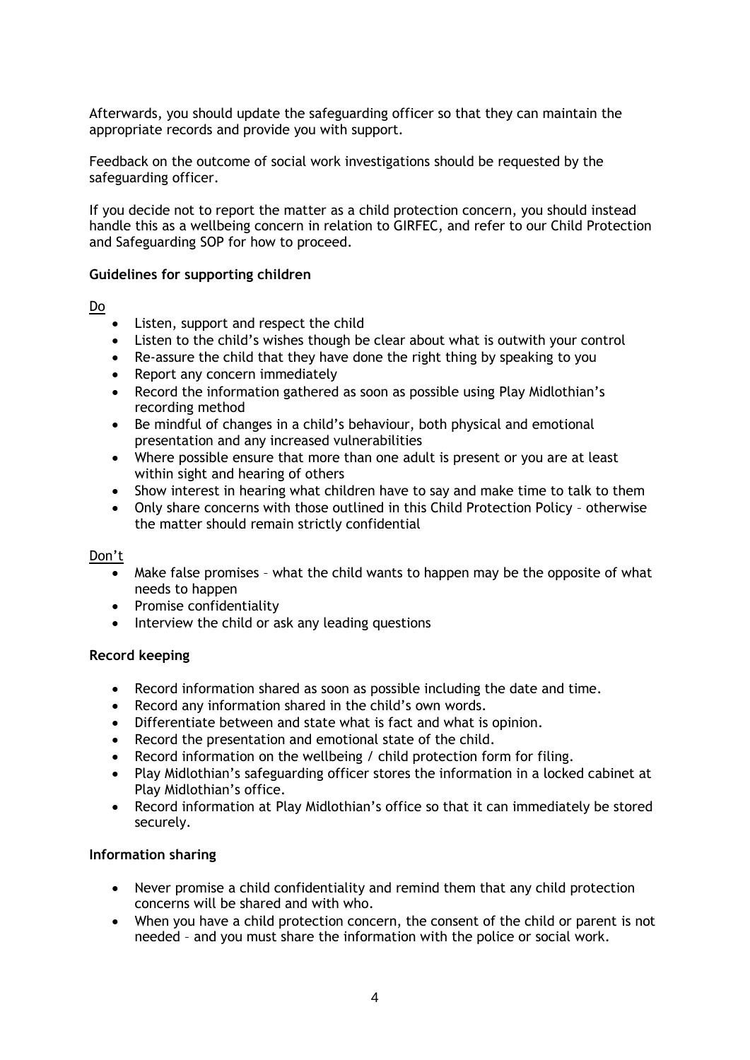Afterwards, you should update the safeguarding officer so that they can maintain the appropriate records and provide you with support.

Feedback on the outcome of social work investigations should be requested by the safeguarding officer.

If you decide not to report the matter as a child protection concern, you should instead handle this as a wellbeing concern in relation to GIRFEC, and refer to our Child Protection and Safeguarding SOP for how to proceed.

**Guidelines for supporting children**

<u>Do</u>

- Listen, support and respect the child
- Listen to the child's wishes though be clear about what is outwith your control
- Re-assure the child that they have done the right thing by speaking to you
- Report any concern immediately
- Record the information gathered as soon as possible using Play Midlothian's recording method
- Be mindful of changes in a child's behaviour, both physical and emotional presentation and any increased vulnerabilities
- Where possible ensure that more than one adult is present or you are at least within sight and hearing of others
- Show interest in hearing what children have to say and make time to talk to them
- Only share concerns with those outlined in this Child Protection Policy – otherwise the matter should remain strictly confidential

<u>Don't</u>

- Make false promises – what the child wants to happen may be the opposite of what needs to happen
- Promise confidentiality
- Interview the child or ask any leading questions

**Record keeping**

- Record information shared as soon as possible including the date and time.
- Record any information shared in the child's own words.
- Differentiate between and state what is fact and what is opinion.
- Record the presentation and emotional state of the child.
- Record information on the wellbeing / child protection form for filing.
- Play Midlothian's safeguarding officer stores the information in a locked cabinet at Play Midlothian's office.
- Record information at Play Midlothian's office so that it can immediately be stored securely.

**Information sharing**

- Never promise a child confidentiality and remind them that any child protection concerns will be shared and with who.
- When you have a child protection concern, the consent of the child or parent is not needed – and you must share the information with the police or social work.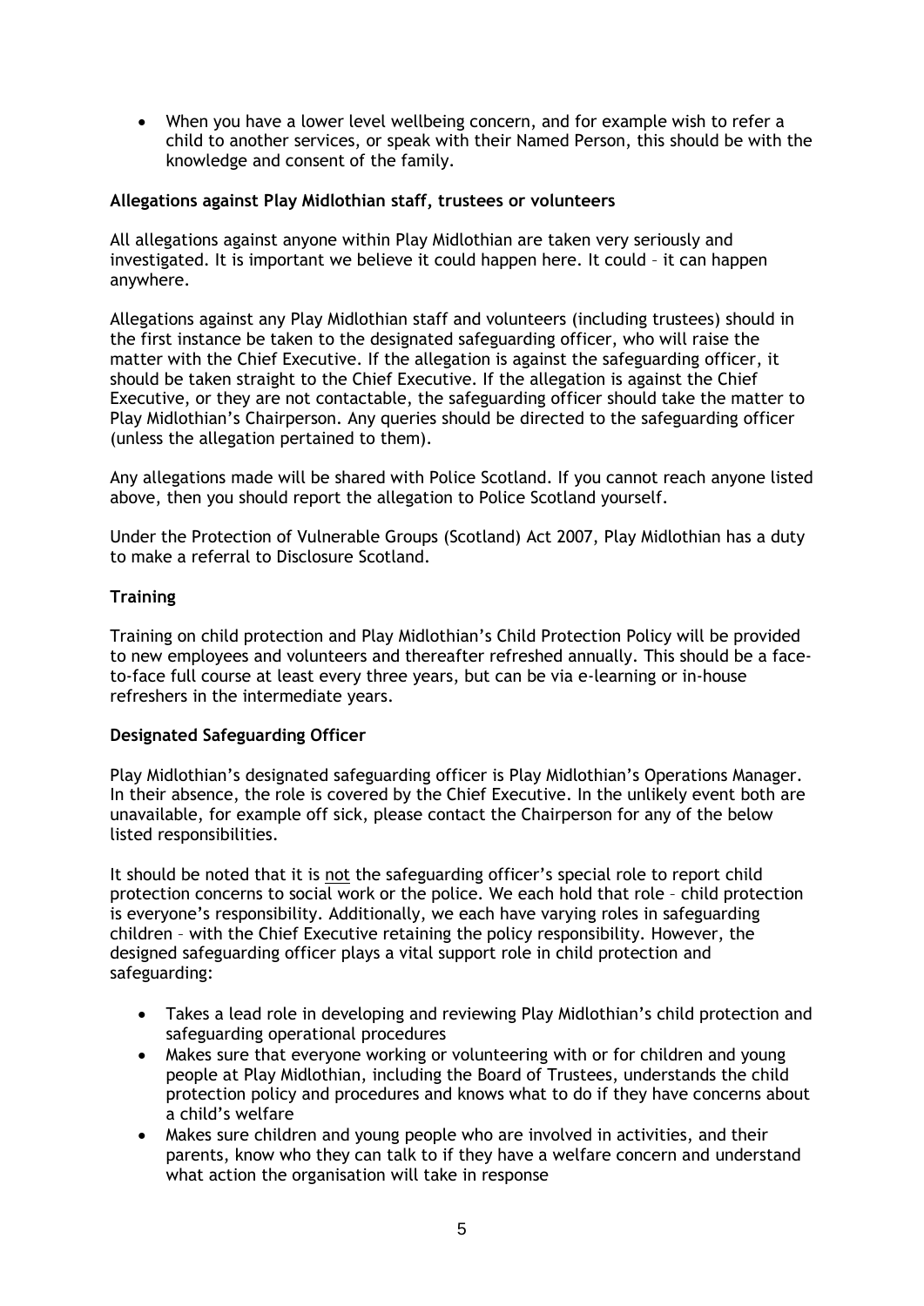- When you have a lower level wellbeing concern, and for example wish to refer a child to another services, or speak with their Named Person, this should be with the knowledge and consent of the family.

**Allegations against Play Midlothian staff, trustees or volunteers**

All allegations against anyone within Play Midlothian are taken very seriously and investigated. It is important we believe it could happen here. It could – it can happen anywhere.

Allegations against any Play Midlothian staff and volunteers (including trustees) should in the first instance be taken to the designated safeguarding officer, who will raise the matter with the Chief Executive. If the allegation is against the safeguarding officer, it should be taken straight to the Chief Executive. If the allegation is against the Chief Executive, or they are not contactable, the safeguarding officer should take the matter to Play Midlothian's Chairperson. Any queries should be directed to the safeguarding officer (unless the allegation pertained to them).

Any allegations made will be shared with Police Scotland. If you cannot reach anyone listed above, then you should report the allegation to Police Scotland yourself.

Under the Protection of Vulnerable Groups (Scotland) Act 2007, Play Midlothian has a duty to make a referral to Disclosure Scotland.

**Training**

Training on child protection and Play Midlothian's Child Protection Policy will be provided to new employees and volunteers and thereafter refreshed annually. This should be a face-to-face full course at least every three years, but can be via e-learning or in-house refreshers in the intermediate years.

**Designated Safeguarding Officer**

Play Midlothian's designated safeguarding officer is Play Midlothian's Operations Manager. In their absence, the role is covered by the Chief Executive. In the unlikely event both are unavailable, for example off sick, please contact the Chairperson for any of the below listed responsibilities.

It should be noted that it is <u>not</u> the safeguarding officer's special role to report child protection concerns to social work or the police. We each hold that role – child protection is everyone's responsibility. Additionally, we each have varying roles in safeguarding children – with the Chief Executive retaining the policy responsibility. However, the designed safeguarding officer plays a vital support role in child protection and safeguarding:

- Takes a lead role in developing and reviewing Play Midlothian's child protection and safeguarding operational procedures
- Makes sure that everyone working or volunteering with or for children and young people at Play Midlothian, including the Board of Trustees, understands the child protection policy and procedures and knows what to do if they have concerns about a child's welfare
- Makes sure children and young people who are involved in activities, and their parents, know who they can talk to if they have a welfare concern and understand what action the organisation will take in response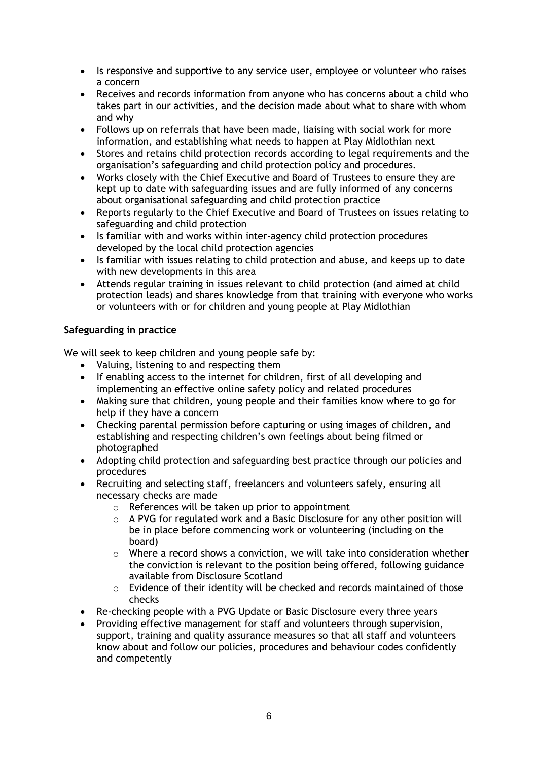- Is responsive and supportive to any service user, employee or volunteer who raises a concern
- Receives and records information from anyone who has concerns about a child who takes part in our activities, and the decision made about what to share with whom and why
- Follows up on referrals that have been made, liaising with social work for more information, and establishing what needs to happen at Play Midlothian next
- Stores and retains child protection records according to legal requirements and the organisation's safeguarding and child protection policy and procedures.
- Works closely with the Chief Executive and Board of Trustees to ensure they are kept up to date with safeguarding issues and are fully informed of any concerns about organisational safeguarding and child protection practice
- Reports regularly to the Chief Executive and Board of Trustees on issues relating to safeguarding and child protection
- Is familiar with and works within inter-agency child protection procedures developed by the local child protection agencies
- Is familiar with issues relating to child protection and abuse, and keeps up to date with new developments in this area
- Attends regular training in issues relevant to child protection (and aimed at child protection leads) and shares knowledge from that training with everyone who works or volunteers with or for children and young people at Play Midlothian

**Safeguarding in practice**

We will seek to keep children and young people safe by:

- Valuing, listening to and respecting them
- If enabling access to the internet for children, first of all developing and implementing an effective online safety policy and related procedures
- Making sure that children, young people and their families know where to go for help if they have a concern
- Checking parental permission before capturing or using images of children, and establishing and respecting children's own feelings about being filmed or photographed
- Adopting child protection and safeguarding best practice through our policies and procedures
- Recruiting and selecting staff, freelancers and volunteers safely, ensuring all necessary checks are made
  - References will be taken up prior to appointment
  - A PVG for regulated work and a Basic Disclosure for any other position will be in place before commencing work or volunteering (including on the board)
  - Where a record shows a conviction, we will take into consideration whether the conviction is relevant to the position being offered, following guidance available from Disclosure Scotland
  - Evidence of their identity will be checked and records maintained of those checks
- Re-checking people with a PVG Update or Basic Disclosure every three years
- Providing effective management for staff and volunteers through supervision, support, training and quality assurance measures so that all staff and volunteers know about and follow our policies, procedures and behaviour codes confidently and competently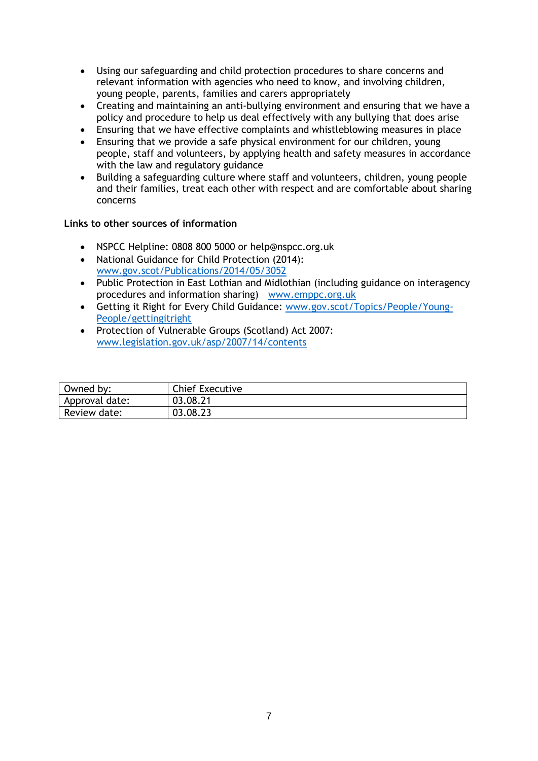- Using our safeguarding and child protection procedures to share concerns and relevant information with agencies who need to know, and involving children, young people, parents, families and carers appropriately
- Creating and maintaining an anti-bullying environment and ensuring that we have a policy and procedure to help us deal effectively with any bullying that does arise
- Ensuring that we have effective complaints and whistleblowing measures in place
- Ensuring that we provide a safe physical environment for our children, young people, staff and volunteers, by applying health and safety measures in accordance with the law and regulatory guidance
- Building a safeguarding culture where staff and volunteers, children, young people and their families, treat each other with respect and are comfortable about sharing concerns

**Links to other sources of information**

- NSPCC Helpline: 0808 800 5000 or help@nspcc.org.uk
- National Guidance for Child Protection (2014): www.gov.scot/Publications/2014/05/3052
- Public Protection in East Lothian and Midlothian (including guidance on interagency procedures and information sharing) – www.emppc.org.uk
- Getting it Right for Every Child Guidance: www.gov.scot/Topics/People/Young-People/gettingitright
- Protection of Vulnerable Groups (Scotland) Act 2007: www.legislation.gov.uk/asp/2007/14/contents

| | |
|---|---|
| Owned by: | Chief Executive |
| Approval date: | 03.08.21 |
| Review date: | 03.08.23 |